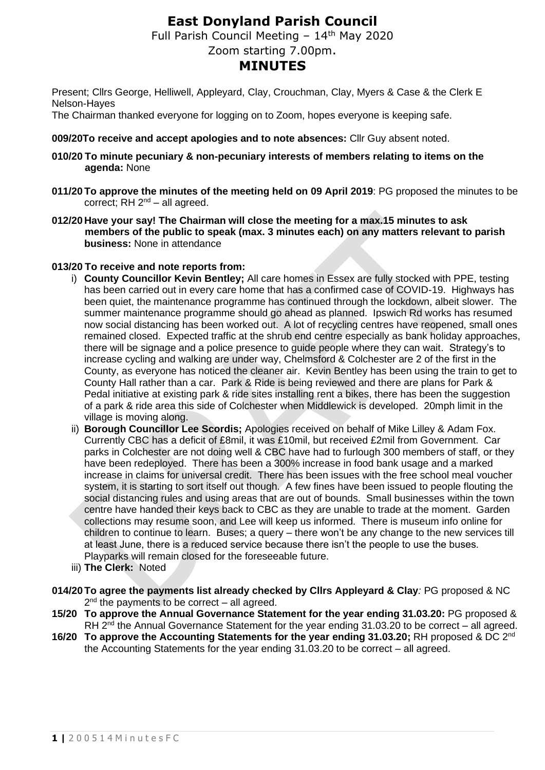# East Donyland Parish Council

Full Parish Council Meeting – 14th May 2020

Zoom starting 7.00pm.

## MINUTES

Present; Cllrs George, Helliwell, Appleyard, Clay, Crouchman, Clay, Myers & Case & the Clerk E Nelson-Hayes

The Chairman thanked everyone for logging on to Zoom, hopes everyone is keeping safe.

**009/20 To receive and accept apologies and to note absences:** Cllr Guy absent noted.

**010/20 To minute pecuniary & non-pecuniary interests of members relating to items on the agenda:** None

**011/20 To approve the minutes of the meeting held on 09 April 2019**: PG proposed the minutes to be correct; RH 2nd – all agreed.

**012/20 Have your say! The Chairman will close the meeting for a max.15 minutes to ask members of the public to speak (max. 3 minutes each) on any matters relevant to parish business:** None in attendance

**013/20 To receive and note reports from:**

i) **County Councillor Kevin Bentley;** All care homes in Essex are fully stocked with PPE, testing has been carried out in every care home that has a confirmed case of COVID-19. Highways has been quiet, the maintenance programme has continued through the lockdown, albeit slower. The summer maintenance programme should go ahead as planned. Ipswich Rd works has resumed now social distancing has been worked out. A lot of recycling centres have reopened, small ones remained closed. Expected traffic at the shrub end centre especially as bank holiday approaches, there will be signage and a police presence to guide people where they can wait. Strategy's to increase cycling and walking are under way, Chelmsford & Colchester are 2 of the first in the County, as everyone has noticed the cleaner air. Kevin Bentley has been using the train to get to County Hall rather than a car. Park & Ride is being reviewed and there are plans for Park & Pedal initiative at existing park & ride sites installing rent a bikes, there has been the suggestion of a park & ride area this side of Colchester when Middlewick is developed. 20mph limit in the village is moving along.

ii) **Borough Councillor Lee Scordis;** Apologies received on behalf of Mike Lilley & Adam Fox. Currently CBC has a deficit of £8mil, it was £10mil, but received £2mil from Government. Car parks in Colchester are not doing well & CBC have had to furlough 300 members of staff, or they have been redeployed. There has been a 300% increase in food bank usage and a marked increase in claims for universal credit. There has been issues with the free school meal voucher system, it is starting to sort itself out though. A few fines have been issued to people flouting the social distancing rules and using areas that are out of bounds. Small businesses within the town centre have handed their keys back to CBC as they are unable to trade at the moment. Garden collections may resume soon, and Lee will keep us informed. There is museum info online for children to continue to learn. Buses; a query – there won't be any change to the new services till at least June, there is a reduced service because there isn't the people to use the buses. Playparks will remain closed for the foreseeable future.

iii) **The Clerk:** Noted

**014/20 To agree the payments list already checked by Cllrs Appleyard & Clay***:* PG proposed & NC 2nd the payments to be correct – all agreed.

**15/20 To approve the Annual Governance Statement for the year ending 31.03.20:** PG proposed & RH 2nd the Annual Governance Statement for the year ending 31.03.20 to be correct – all agreed.

**16/20 To approve the Accounting Statements for the year ending 31.03.20;** RH proposed & DC 2nd the Accounting Statements for the year ending 31.03.20 to be correct – all agreed.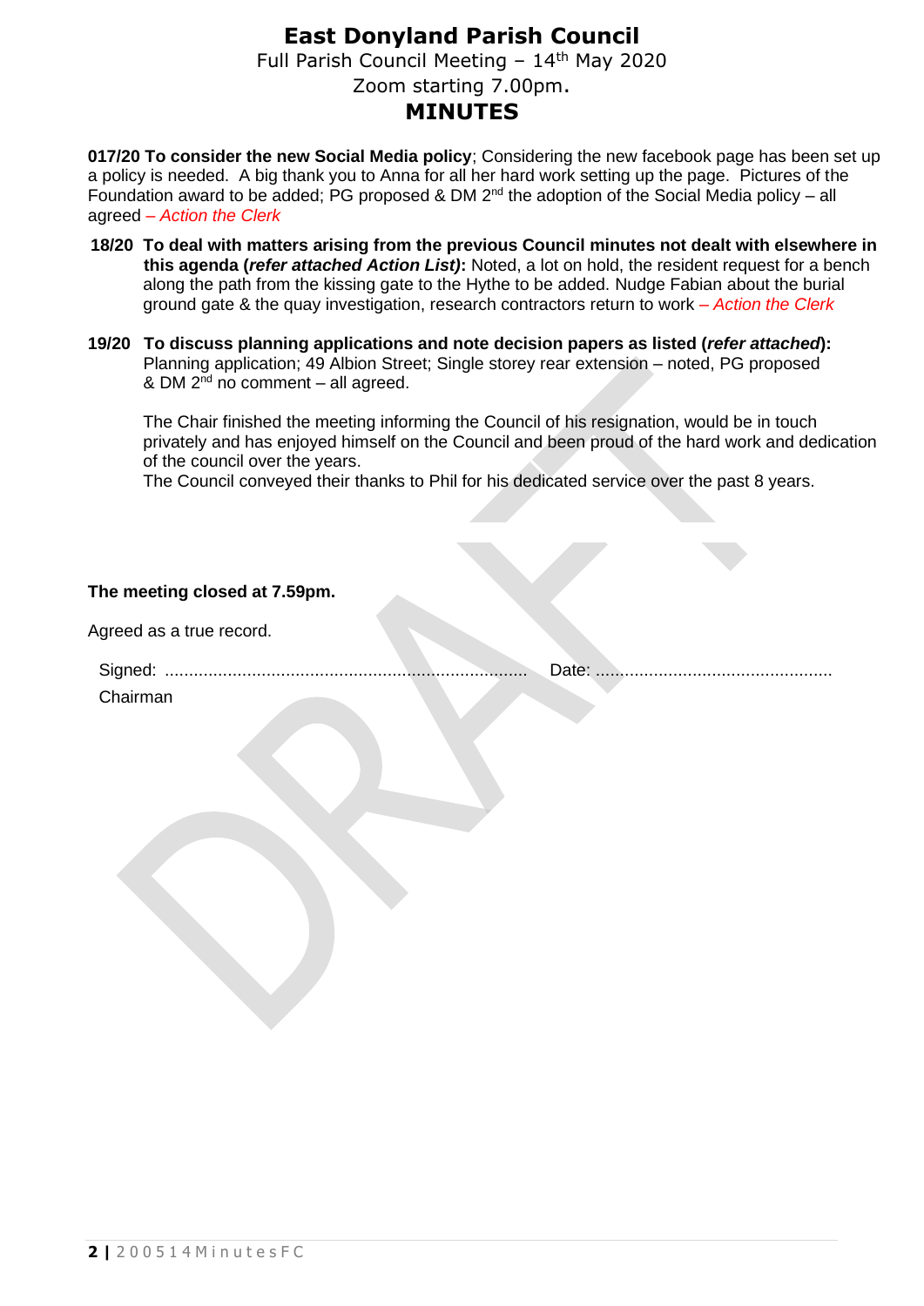# East Donyland Parish Council

Full Parish Council Meeting – 14th May 2020

Zoom starting 7.00pm.

## MINUTES

**017/20 To consider the new Social Media policy**; Considering the new facebook page has been set up a policy is needed. A big thank you to Anna for all her hard work setting up the page. Pictures of the Foundation award to be added; PG proposed & DM 2nd the adoption of the Social Media policy – all agreed *– Action the Clerk*

**18/20 To deal with matters arising from the previous Council minutes not dealt with elsewhere in this agenda (*refer attached Action List*):** Noted, a lot on hold, the resident request for a bench along the path from the kissing gate to the Hythe to be added. Nudge Fabian about the burial ground gate & the quay investigation, research contractors return to work *– Action the Clerk*

**19/20 To discuss planning applications and note decision papers as listed (*refer attached*):** Planning application; 49 Albion Street; Single storey rear extension – noted, PG proposed & DM 2nd no comment – all agreed.

The Chair finished the meeting informing the Council of his resignation, would be in touch privately and has enjoyed himself on the Council and been proud of the hard work and dedication of the council over the years.
The Council conveyed their thanks to Phil for his dedicated service over the past 8 years.

**The meeting closed at 7.59pm.**

Agreed as a true record.

Signed: .......................................................................... Date: ................................................

Chairman